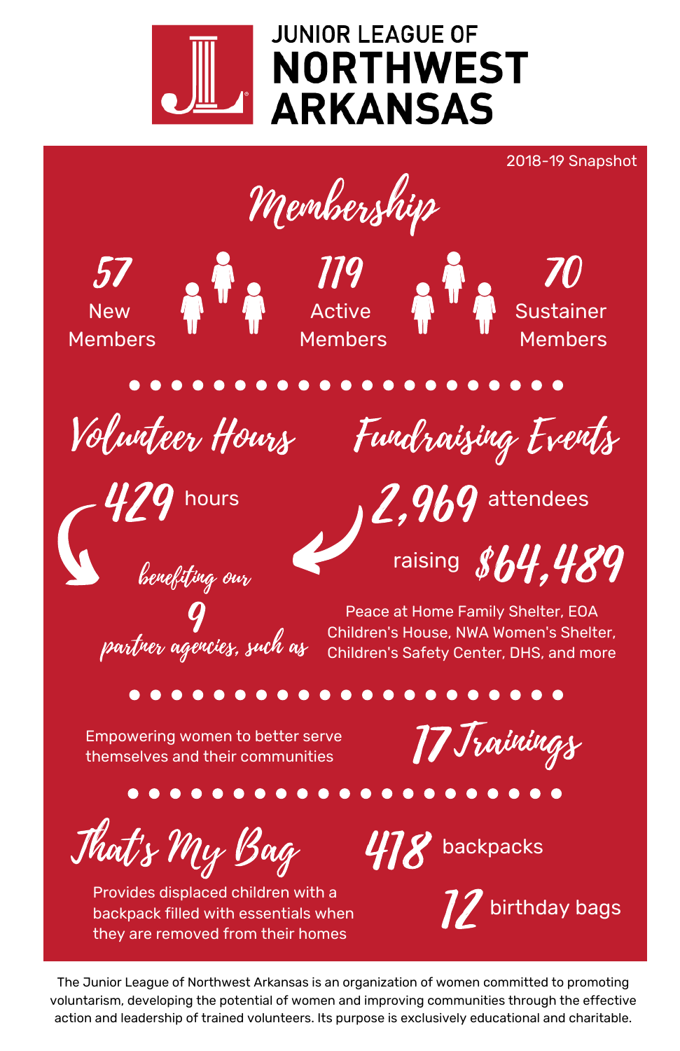# JUNIOR LEAGUE OF NORTHWEST ARKANSAS

2018-19 Snapshot

## Membership

**57** New Members

**119** Active Members

**70** Sustainer Members

## Volunteer Hours

**429** hours

## Fundraising Events

**2,969** attendees

raising **$64,489**

benefiting our **9** partner agencies, such as

Peace at Home Family Shelter, EOA Children's House, NWA Women's Shelter, Children's Safety Center, DHS, and more

Empowering women to better serve themselves and their communities

**17 Trainings**

## That's My Bag

Provides displaced children with a backpack filled with essentials when they are removed from their homes

**418** backpacks

**12** birthday bags

The Junior League of Northwest Arkansas is an organization of women committed to promoting voluntarism, developing the potential of women and improving communities through the effective action and leadership of trained volunteers. Its purpose is exclusively educational and charitable.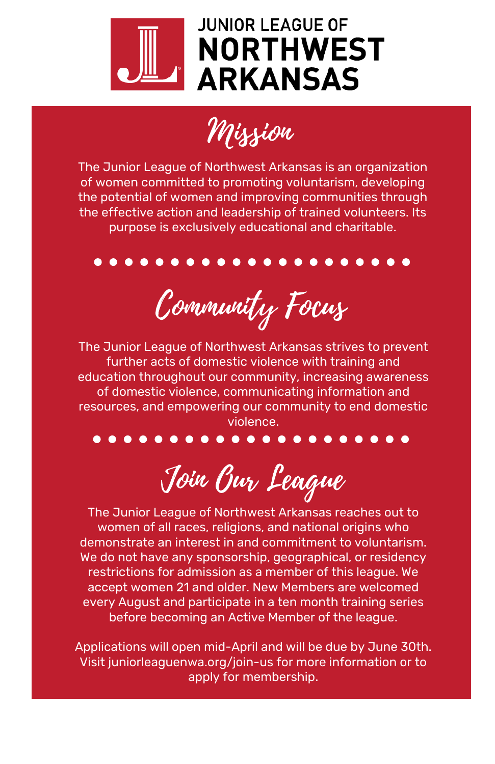# JUNIOR LEAGUE OF NORTHWEST ARKANSAS

## Mission

The Junior League of Northwest Arkansas is an organization of women committed to promoting voluntarism, developing the potential of women and improving communities through the effective action and leadership of trained volunteers. Its purpose is exclusively educational and charitable.

## Community Focus

The Junior League of Northwest Arkansas strives to prevent further acts of domestic violence with training and education throughout our community, increasing awareness of domestic violence, communicating information and resources, and empowering our community to end domestic violence.

## Join Our League

The Junior League of Northwest Arkansas reaches out to women of all races, religions, and national origins who demonstrate an interest in and commitment to voluntarism. We do not have any sponsorship, geographical, or residency restrictions for admission as a member of this league. We accept women 21 and older. New Members are welcomed every August and participate in a ten month training series before becoming an Active Member of the league.

Applications will open mid-April and will be due by June 30th. Visit juniorleaguenwa.org/join-us for more information or to apply for membership.